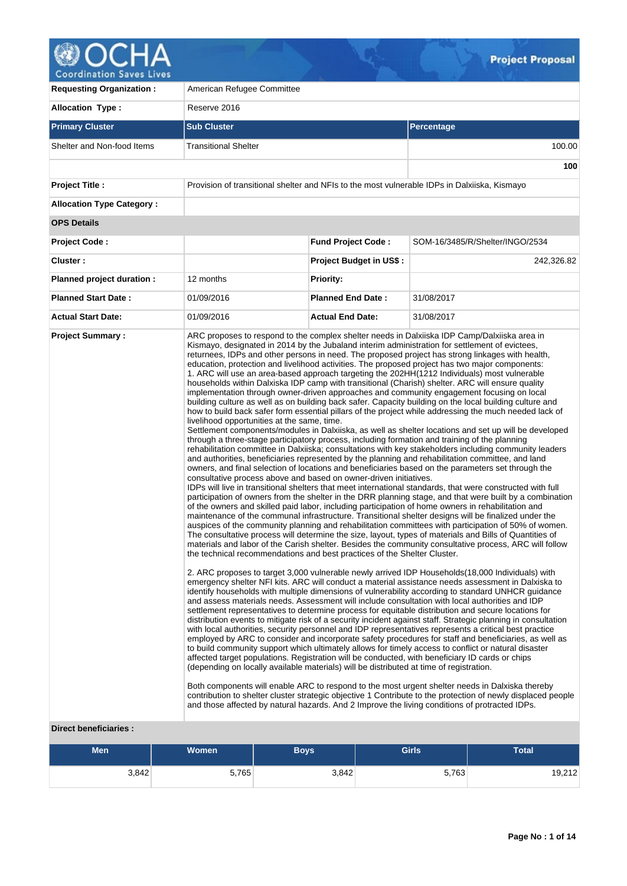# Project Proposal

| | | | |
|---|---|---|---|
| **Requesting Organization :** | American Refugee Committee | | |
| **Allocation Type :** | Reserve 2016 | | |

| **Primary Cluster** | **Sub Cluster** | **Percentage** |
|---|---|---|
| Shelter and Non-food Items | Transitional Shelter | 100.00 |
| | | **100** |

| | |
|---|---|
| **Project Title :** | Provision of transitional shelter and NFIs to the most vulnerable IDPs in Dalxiiska, Kismayo |
| **Allocation Type Category :** | |

**OPS Details**

| | | | |
|---|---|---|---|
| **Project Code :** | | **Fund Project Code :** | SOM-16/3485/R/Shelter/INGO/2534 |
| **Cluster :** | | **Project Budget in US$ :** | 242,326.82 |
| **Planned project duration :** | 12 months | **Priority:** | |
| **Planned Start Date :** | 01/09/2016 | **Planned End Date :** | 31/08/2017 |
| **Actual Start Date:** | 01/09/2016 | **Actual End Date:** | 31/08/2017 |

**Project Summary :**

ARC proposes to respond to the complex shelter needs in Dalxiiska IDP Camp/Dalxiiska area in Kismayo, designated in 2014 by the Jubaland interim administration for settlement of evictees, returnees, IDPs and other persons in need. The proposed project has strong linkages with health, education, protection and livelihood activities. The proposed project has two major components:
1. ARC will use an area-based approach targeting the 202HH(1212 Individuals) most vulnerable households within Dalxiska IDP camp with transitional (Charish) shelter. ARC will ensure quality implementation through owner-driven approaches and community engagement focusing on local building culture as well as on building back safer. Capacity building on the local building culture and how to build back safer form essential pillars of the project while addressing the much needed lack of livelihood opportunities at the same, time.
Settlement components/modules in Dalxiiska, as well as shelter locations and set up will be developed through a three-stage participatory process, including formation and training of the planning rehabilitation committee in Dalxiiska; consultations with key stakeholders including community leaders and authorities, beneficiaries represented by the planning and rehabilitation committee, and land owners, and final selection of locations and beneficiaries based on the parameters set through the consultative process above and based on owner-driven initiatives.
IDPs will live in transitional shelters that meet international standards, that were constructed with full participation of owners from the shelter in the DRR planning stage, and that were built by a combination of the owners and skilled paid labor, including participation of home owners in rehabilitation and maintenance of the communal infrastructure. Transitional shelter designs will be finalized under the auspices of the community planning and rehabilitation committees with participation of 50% of women. The consultative process will determine the size, layout, types of materials and Bills of Quantities of materials and labor of the Carish shelter. Besides the community consultative process, ARC will follow the technical recommendations and best practices of the Shelter Cluster.

2. ARC proposes to target 3,000 vulnerable newly arrived IDP Households(18,000 Individuals) with emergency shelter NFI kits. ARC will conduct a material assistance needs assessment in Dalxiska to identify households with multiple dimensions of vulnerability according to standard UNHCR guidance and assess materials needs. Assessment will include consultation with local authorities and IDP settlement representatives to determine process for equitable distribution and secure locations for distribution events to mitigate risk of a security incident against staff. Strategic planning in consultation with local authorities, security personnel and IDP representatives represents a critical best practice employed by ARC to consider and incorporate safety procedures for staff and beneficiaries, as well as to build community support which ultimately allows for timely access to conflict or natural disaster affected target populations. Registration will be conducted, with beneficiary ID cards or chips (depending on locally available materials) will be distributed at time of registration.

Both components will enable ARC to respond to the most urgent shelter needs in Dalxiska thereby contribution to shelter cluster strategic objective 1 Contribute to the protection of newly displaced people and those affected by natural hazards. And 2 Improve the living conditions of protracted IDPs.

**Direct beneficiaries :**

| Men | Women | Boys | Girls | Total |
|---|---|---|---|---|
| 3,842 | 5,765 | 3,842 | 5,763 | 19,212 |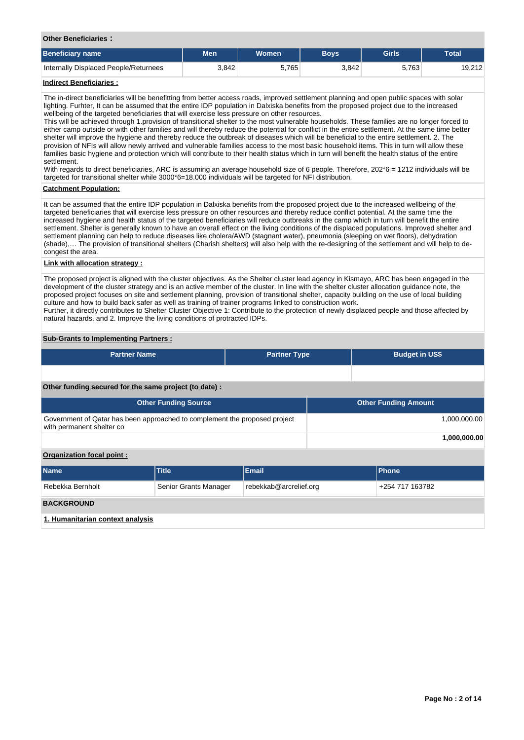**Other Beneficiaries :**

| Beneficiary name | Men | Women | Boys | Girls | Total |
|---|---|---|---|---|---|
| Internally Displaced People/Returnees | 3,842 | 5,765 | 3,842 | 5,763 | 19,212 |

**Indirect Beneficiaries :**

The in-direct beneficiaries will be benefitting from better access roads, improved settlement planning and open public spaces with solar lighting. Furhter, It can be assumed that the entire IDP population in Dalxiska benefits from the proposed project due to the increased wellbeing of the targeted beneficiaries that will exercise less pressure on other resources.
This will be achieved through 1.provision of transitional shelter to the most vulnerable households. These families are no longer forced to either camp outside or with other families and will thereby reduce the potential for conflict in the entire settlement. At the same time better shelter will improve the hygiene and thereby reduce the outbreak of diseases which will be beneficial to the entire settlement. 2. The provision of NFIs will allow newly arrived and vulnerable families access to the most basic household items. This in turn will allow these families basic hygiene and protection which will contribute to their health status which in turn will benefit the health status of the entire settlement.
With regards to direct beneficiaries, ARC is assuming an average household size of 6 people. Therefore, 202*6 = 1212 individuals will be targeted for transitional shelter while 3000*6=18.000 individuals will be targeted for NFI distribution.

**Catchment Population:**

It can be assumed that the entire IDP population in Dalxiska benefits from the proposed project due to the increased wellbeing of the targeted beneficiaries that will exercise less pressure on other resources and thereby reduce conflict potential. At the same time the increased hygiene and health status of the targeted beneficiaries will reduce outbreaks in the camp which in turn will benefit the entire settlement. Shelter is generally known to have an overall effect on the living conditions of the displaced populations. Improved shelter and settlement planning can help to reduce diseases like cholera/AWD (stagnant water), pneumonia (sleeping on wet floors), dehydration (shade),… The provision of transitional shelters (Charish shelters) will also help with the re-designing of the settlement and will help to de-congest the area.

**Link with allocation strategy :**

The proposed project is aligned with the cluster objectives. As the Shelter cluster lead agency in Kismayo, ARC has been engaged in the development of the cluster strategy and is an active member of the cluster. In line with the shelter cluster allocation guidance note, the proposed project focuses on site and settlement planning, provision of transitional shelter, capacity building on the use of local building culture and how to build back safer as well as training of trainer programs linked to construction work.
Further, it directly contributes to Shelter Cluster Objective 1: Contribute to the protection of newly displaced people and those affected by natural hazards. and 2. Improve the living conditions of protracted IDPs.

**Sub-Grants to Implementing Partners :**

| Partner Name | Partner Type | Budget in US$ |
|---|---|---|
| | | |

**Other funding secured for the same project (to date) :**

| Other Funding Source | Other Funding Amount |
|---|---|
| Government of Qatar has been approached to complement the proposed project with permanent shelter co | 1,000,000.00 |
| | **1,000,000.00** |

**Organization focal point :**

| Name | Title | Email | Phone |
|---|---|---|---|
| Rebekka Bernholt | Senior Grants Manager | rebekkab@arcrelief.org | +254 717 163782 |

## BACKGROUND

**1. Humanitarian context analysis**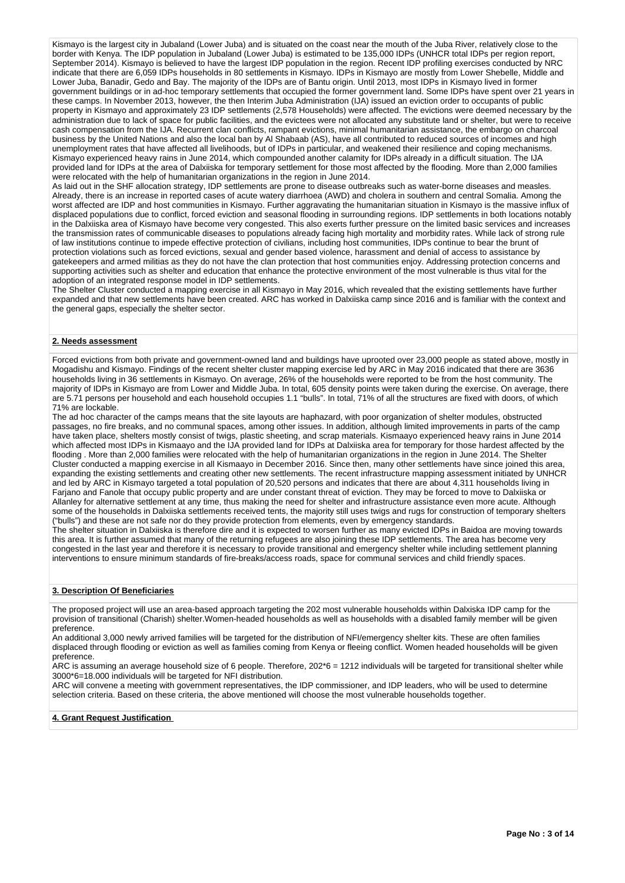Kismayo is the largest city in Jubaland (Lower Juba) and is situated on the coast near the mouth of the Juba River, relatively close to the border with Kenya. The IDP population in Jubaland (Lower Juba) is estimated to be 135,000 IDPs (UNHCR total IDPs per region report, September 2014). Kismayo is believed to have the largest IDP population in the region. Recent IDP profiling exercises conducted by NRC indicate that there are 6,059 IDPs households in 80 settlements in Kismayo. IDPs in Kismayo are mostly from Lower Shebelle, Middle and Lower Juba, Banadir, Gedo and Bay. The majority of the IDPs are of Bantu origin. Until 2013, most IDPs in Kismayo lived in former government buildings or in ad-hoc temporary settlements that occupied the former government land. Some IDPs have spent over 21 years in these camps. In November 2013, however, the then Interim Juba Administration (IJA) issued an eviction order to occupants of public property in Kismayo and approximately 23 IDP settlements (2,578 Households) were affected. The evictions were deemed necessary by the administration due to lack of space for public facilities, and the evictees were not allocated any substitute land or shelter, but were to receive cash compensation from the IJA. Recurrent clan conflicts, rampant evictions, minimal humanitarian assistance, the embargo on charcoal business by the United Nations and also the local ban by Al Shabaab (AS), have all contributed to reduced sources of incomes and high unemployment rates that have affected all livelihoods, but of IDPs in particular, and weakened their resilience and coping mechanisms. Kismayo experienced heavy rains in June 2014, which compounded another calamity for IDPs already in a difficult situation. The IJA provided land for IDPs at the area of Dalxiiska for temporary settlement for those most affected by the flooding. More than 2,000 families were relocated with the help of humanitarian organizations in the region in June 2014.

As laid out in the SHF allocation strategy, IDP settlements are prone to disease outbreaks such as water-borne diseases and measles. Already, there is an increase in reported cases of acute watery diarrhoea (AWD) and cholera in southern and central Somalia. Among the worst affected are IDP and host communities in Kismayo. Further aggravating the humanitarian situation in Kismayo is the massive influx of displaced populations due to conflict, forced eviction and seasonal flooding in surrounding regions. IDP settlements in both locations notably in the Dalxiiska area of Kismayo have become very congested. This also exerts further pressure on the limited basic services and increases the transmission rates of communicable diseases to populations already facing high mortality and morbidity rates. While lack of strong rule of law institutions continue to impede effective protection of civilians, including host communities, IDPs continue to bear the brunt of protection violations such as forced evictions, sexual and gender based violence, harassment and denial of access to assistance by gatekeepers and armed militias as they do not have the clan protection that host communities enjoy. Addressing protection concerns and supporting activities such as shelter and education that enhance the protective environment of the most vulnerable is thus vital for the adoption of an integrated response model in IDP settlements.

The Shelter Cluster conducted a mapping exercise in all Kismayo in May 2016, which revealed that the existing settlements have further expanded and that new settlements have been created. ARC has worked in Dalxiiska camp since 2016 and is familiar with the context and the general gaps, especially the shelter sector.

**2. Needs assessment**

Forced evictions from both private and government-owned land and buildings have uprooted over 23,000 people as stated above, mostly in Mogadishu and Kismayo. Findings of the recent shelter cluster mapping exercise led by ARC in May 2016 indicated that there are 3636 households living in 36 settlements in Kismayo. On average, 26% of the households were reported to be from the host community. The majority of IDPs in Kismayo are from Lower and Middle Juba. In total, 605 density points were taken during the exercise. On average, there are 5.71 persons per household and each household occupies 1.1 "bulls". In total, 71% of all the structures are fixed with doors, of which 71% are lockable.

The ad hoc character of the camps means that the site layouts are haphazard, with poor organization of shelter modules, obstructed passages, no fire breaks, and no communal spaces, among other issues. In addition, although limited improvements in parts of the camp have taken place, shelters mostly consist of twigs, plastic sheeting, and scrap materials. Kismaayo experienced heavy rains in June 2014 which affected most IDPs in Kismaayo and the IJA provided land for IDPs at Dalxiiska area for temporary for those hardest affected by the flooding . More than 2,000 families were relocated with the help of humanitarian organizations in the region in June 2014. The Shelter Cluster conducted a mapping exercise in all Kismaayo in December 2016. Since then, many other settlements have since joined this area, expanding the existing settlements and creating other new settlements. The recent infrastructure mapping assessment initiated by UNHCR and led by ARC in Kismayo targeted a total population of 20,520 persons and indicates that there are about 4,311 households living in Farjano and Fanole that occupy public property and are under constant threat of eviction. They may be forced to move to Dalxiiska or Allanley for alternative settlement at any time, thus making the need for shelter and infrastructure assistance even more acute. Although some of the households in Dalxiiska settlements received tents, the majority still uses twigs and rugs for construction of temporary shelters ("bulls") and these are not safe nor do they provide protection from elements, even by emergency standards.

The shelter situation in Dalxiiska is therefore dire and it is expected to worsen further as many evicted IDPs in Baidoa are moving towards this area. It is further assumed that many of the returning refugees are also joining these IDP settlements. The area has become very congested in the last year and therefore it is necessary to provide transitional and emergency shelter while including settlement planning interventions to ensure minimum standards of fire-breaks/access roads, space for communal services and child friendly spaces.

**3. Description Of Beneficiaries**

The proposed project will use an area-based approach targeting the 202 most vulnerable households within Dalxiska IDP camp for the provision of transitional (Charish) shelter.Women-headed households as well as households with a disabled family member will be given preference.

An additional 3,000 newly arrived families will be targeted for the distribution of NFI/emergency shelter kits. These are often families displaced through flooding or eviction as well as families coming from Kenya or fleeing conflict. Women headed households will be given preference.

ARC is assuming an average household size of 6 people. Therefore, 202*6 = 1212 individuals will be targeted for transitional shelter while 3000*6=18.000 individuals will be targeted for NFI distribution.

ARC will convene a meeting with government representatives, the IDP commissioner, and IDP leaders, who will be used to determine selection criteria. Based on these criteria, the above mentioned will choose the most vulnerable households together.

**4. Grant Request Justification**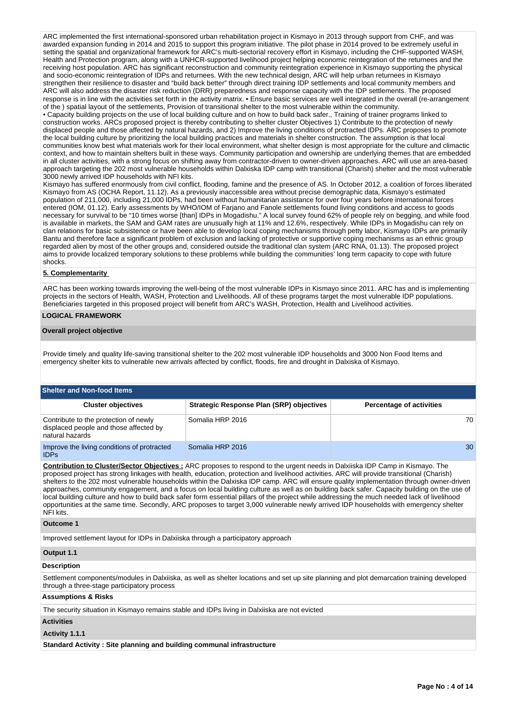ARC implemented the first international-sponsored urban rehabilitation project in Kismayo in 2013 through support from CHF, and was awarded expansion funding in 2014 and 2015 to support this program initiative. The pilot phase in 2014 proved to be extremely useful in setting the spatial and organizational framework for ARC's multi-sectorial recovery effort in Kismayo, including the CHF-supported WASH, Health and Protection program, along with a UNHCR-supported livelihood project helping economic reintegration of the returnees and the receiving host population. ARC has significant reconstruction and community reintegration experience in Kismayo supporting the physical and socio-economic reintegration of IDPs and returnees. With the new technical design, ARC will help urban returnees in Kismayo strengthen their resilience to disaster and "build back better" through direct training IDP settlements and local community members and ARC will also address the disaster risk reduction (DRR) preparedness and response capacity with the IDP settlements. The proposed response is in line with the activities set forth in the activity matrix. • Ensure basic services are well integrated in the overall (re-arrangement of the ) spatial layout of the settlements, Provision of transitional shelter to the most vulnerable within the community.
• Capacity building projects on the use of local building culture and on how to build back safer., Training of trainer programs linked to construction works. ARCs proposed project is thereby contributing to shelter cluster Objectives 1) Contribute to the protection of newly displaced people and those affected by natural hazards, and 2) Improve the living conditions of protracted IDPs. ARC proposes to promote the local building culture by prioritizing the local building practices and materials in shelter construction. The assumption is that local communities know best what materials work for their local environment, what shelter design is most appropriate for the culture and climactic context, and how to maintain shelters built in these ways. Community participation and ownership are underlying themes that are embedded in all cluster activities, with a strong focus on shifting away from contractor-driven to owner-driven approaches. ARC will use an area-based approach targeting the 202 most vulnerable households within Dalxiska IDP camp with transitional (Charish) shelter and the most vulnerable 3000 newly arrived IDP households with NFI kits.
Kismayo has suffered enormously from civil conflict, flooding, famine and the presence of AS. In October 2012, a coalition of forces liberated Kismayo from AS (OCHA Report, 11.12). As a previously inaccessible area without precise demographic data, Kismayo's estimated population of 211,000, including 21,000 IDPs, had been without humanitarian assistance for over four years before international forces entered (IOM, 01.12). Early assessments by WHO/IOM of Farjano and Fanole settlements found living conditions and access to goods necessary for survival to be "10 times worse [than] IDPs in Mogadishu." A local survey found 62% of people rely on begging, and while food is available in markets, the SAM and GAM rates are unusually high at 11% and 12.6%, respectively. While IDPs in Mogadishu can rely on clan relations for basic subsistence or have been able to develop local coping mechanisms through petty labor, Kismayo IDPs are primarily Bantu and therefore face a significant problem of exclusion and lacking of protective or supportive coping mechanisms as an ethnic group regarded alien by most of the other groups and, considered outside the traditional clan system (ARC RNA, 01.13). The proposed project aims to provide localized temporary solutions to these problems while building the communities' long term capacity to cope with future shocks.

**5. Complementarity**

ARC has been working towards improving the well-being of the most vulnerable IDPs in Kismayo since 2011. ARC has and is implementing projects in the sectors of Health, WASH, Protection and Livelihoods. All of these programs target the most vulnerable IDP populations. Beneficiaries targeted in this proposed project will benefit from ARC's WASH, Protection, Health and Livelihood activities.

## LOGICAL FRAMEWORK

**Overall project objective**

Provide timely and quality life-saving transitional shelter to the 202 most vulnerable IDP households and 3000 Non Food Items and emergency shelter kits to vulnerable new arrivals affected by conflict, floods, fire and drought in Dalxiska of Kismayo.

**Shelter and Non-food Items**

| Cluster objectives | Strategic Response Plan (SRP) objectives | Percentage of activities |
|---|---|---|
| Contribute to the protection of newly displaced people and those affected by natural hazards | Somalia HRP 2016 | 70 |
| Improve the living conditions of protracted IDPs | Somalia HRP 2016 | 30 |

**Contribution to Cluster/Sector Objectives :** ARC proposes to respond to the urgent needs in Dalxiiska IDP Camp in Kismayo. The proposed project has strong linkages with health, education, protection and livelihood activities. ARC will provide transitional (Charish) shelters to the 202 most vulnerable households within the Dalxiska IDP camp. ARC will ensure quality implementation through owner-driven approaches, community engagement, and a focus on local building culture as well as on building back safer. Capacity building on the use of local building culture and how to build back safer form essential pillars of the project while addressing the much needed lack of livelihood opportunities at the same time. Secondly, ARC proposes to target 3,000 vulnerable newly arrived IDP households with emergency shelter NFI kits.

**Outcome 1**

Improved settlement layout for IDPs in Dalxiiska through a participatory approach

**Output 1.1**

**Description**

Settlement components/modules in Dalxiiska, as well as shelter locations and set up site planning and plot demarcation training developed through a three-stage participatory process

**Assumptions & Risks**

The security situation in Kismayo remains stable and IDPs living in Dalxiiska are not evicted

**Activities**

**Activity 1.1.1**

**Standard Activity : Site planning and building communal infrastructure**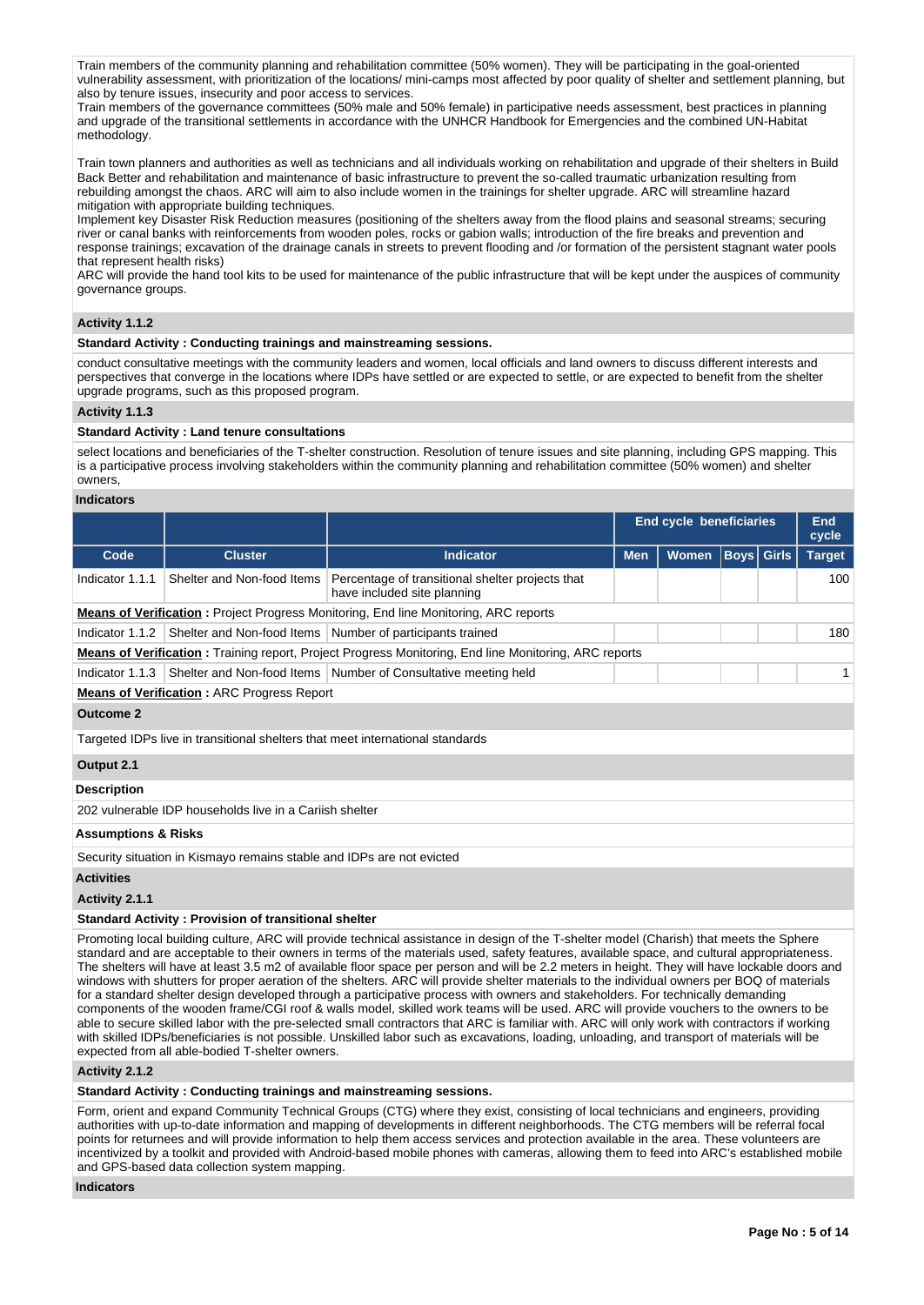Train members of the community planning and rehabilitation committee (50% women). They will be participating in the goal-oriented vulnerability assessment, with prioritization of the locations/ mini-camps most affected by poor quality of shelter and settlement planning, but also by tenure issues, insecurity and poor access to services.
Train members of the governance committees (50% male and 50% female) in participative needs assessment, best practices in planning and upgrade of the transitional settlements in accordance with the UNHCR Handbook for Emergencies and the combined UN-Habitat methodology.

Train town planners and authorities as well as technicians and all individuals working on rehabilitation and upgrade of their shelters in Build Back Better and rehabilitation and maintenance of basic infrastructure to prevent the so-called traumatic urbanization resulting from rebuilding amongst the chaos. ARC will aim to also include women in the trainings for shelter upgrade. ARC will streamline hazard mitigation with appropriate building techniques.
Implement key Disaster Risk Reduction measures (positioning of the shelters away from the flood plains and seasonal streams; securing river or canal banks with reinforcements from wooden poles, rocks or gabion walls; introduction of the fire breaks and prevention and response trainings; excavation of the drainage canals in streets to prevent flooding and /or formation of the persistent stagnant water pools that represent health risks)
ARC will provide the hand tool kits to be used for maintenance of the public infrastructure that will be kept under the auspices of community governance groups.

**Activity 1.1.2**

**Standard Activity : Conducting trainings and mainstreaming sessions.**

conduct consultative meetings with the community leaders and women, local officials and land owners to discuss different interests and perspectives that converge in the locations where IDPs have settled or are expected to settle, or are expected to benefit from the shelter upgrade programs, such as this proposed program.

**Activity 1.1.3**

**Standard Activity : Land tenure consultations**

select locations and beneficiaries of the T-shelter construction. Resolution of tenure issues and site planning, including GPS mapping. This is a participative process involving stakeholders within the community planning and rehabilitation committee (50% women) and shelter owners,

**Indicators**

| | | | End cycle beneficiaries | | | | End cycle |
|---|---|---|---|---|---|---|---|
| **Code** | **Cluster** | **Indicator** | **Men** | **Women** | **Boys** | **Girls** | **Target** |
| Indicator 1.1.1 | Shelter and Non-food Items | Percentage of transitional shelter projects that have included site planning | | | | | 100 |
| **Means of Verification :** Project Progress Monitoring, End line Monitoring, ARC reports | | | | | | | |
| Indicator 1.1.2 | Shelter and Non-food Items | Number of participants trained | | | | | 180 |
| **Means of Verification :** Training report, Project Progress Monitoring, End line Monitoring, ARC reports | | | | | | | |
| Indicator 1.1.3 | Shelter and Non-food Items | Number of Consultative meeting held | | | | | 1 |
| **Means of Verification :** ARC Progress Report | | | | | | | |

**Outcome 2**

Targeted IDPs live in transitional shelters that meet international standards

**Output 2.1**

**Description**

202 vulnerable IDP households live in a Cariish shelter

**Assumptions & Risks**

Security situation in Kismayo remains stable and IDPs are not evicted

**Activities**

**Activity 2.1.1**

**Standard Activity : Provision of transitional shelter**

Promoting local building culture, ARC will provide technical assistance in design of the T-shelter model (Charish) that meets the Sphere standard and are acceptable to their owners in terms of the materials used, safety features, available space, and cultural appropriateness. The shelters will have at least 3.5 m2 of available floor space per person and will be 2.2 meters in height. They will have lockable doors and windows with shutters for proper aeration of the shelters. ARC will provide shelter materials to the individual owners per BOQ of materials for a standard shelter design developed through a participative process with owners and stakeholders. For technically demanding components of the wooden frame/CGI roof & walls model, skilled work teams will be used. ARC will provide vouchers to the owners to be able to secure skilled labor with the pre-selected small contractors that ARC is familiar with. ARC will only work with contractors if working with skilled IDPs/beneficiaries is not possible. Unskilled labor such as excavations, loading, unloading, and transport of materials will be expected from all able-bodied T-shelter owners.

**Activity 2.1.2**

**Standard Activity : Conducting trainings and mainstreaming sessions.**

Form, orient and expand Community Technical Groups (CTG) where they exist, consisting of local technicians and engineers, providing authorities with up-to-date information and mapping of developments in different neighborhoods. The CTG members will be referral focal points for returnees and will provide information to help them access services and protection available in the area. These volunteers are incentivized by a toolkit and provided with Android-based mobile phones with cameras, allowing them to feed into ARC's established mobile and GPS-based data collection system mapping.

**Indicators**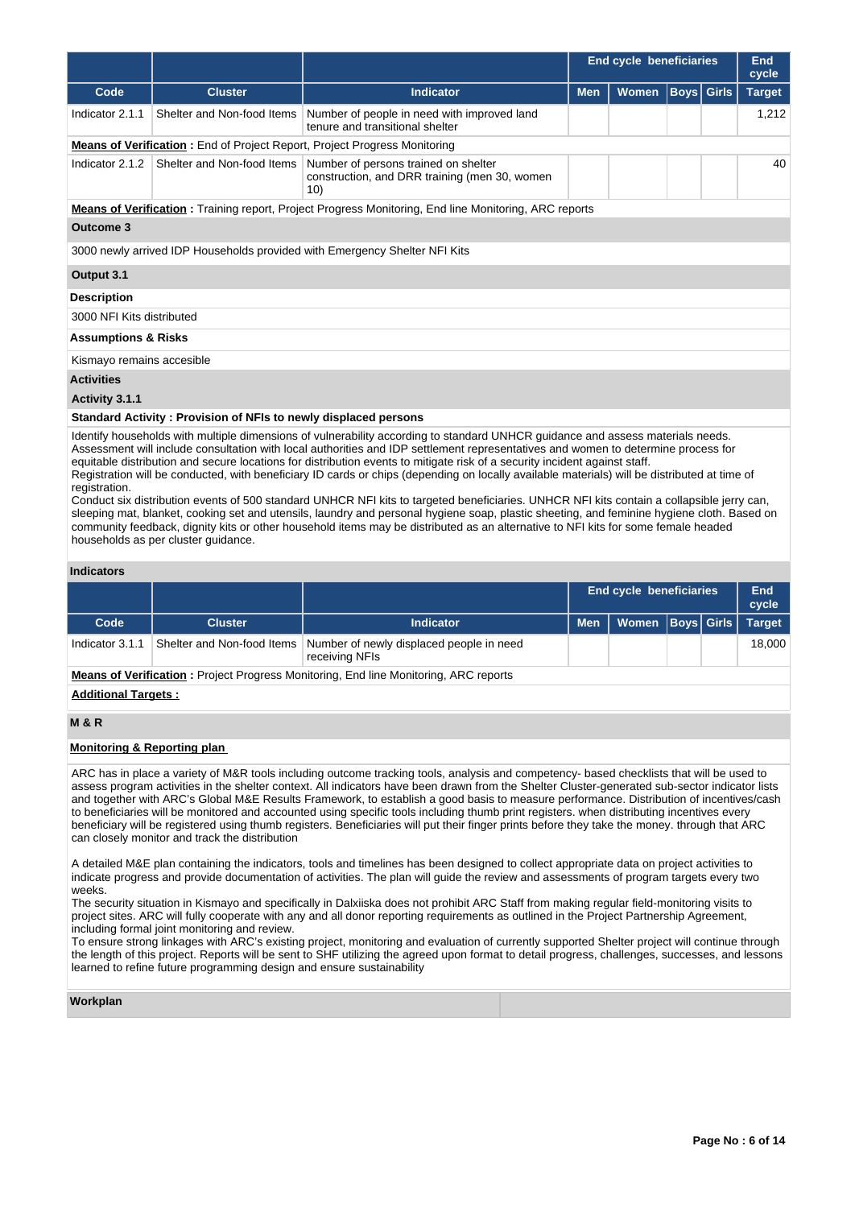| | | | End cycle beneficiaries | | | | End cycle |
|---|---|---|---|---|---|---|---|
| **Code** | **Cluster** | **Indicator** | **Men** | **Women** | **Boys** | **Girls** | **Target** |
| Indicator 2.1.1 | Shelter and Non-food Items | Number of people in need with improved land tenure and transitional shelter | | | | | 1,212 |
| **Means of Verification :** End of Project Report, Project Progress Monitoring | | | | | | | |
| Indicator 2.1.2 | Shelter and Non-food Items | Number of persons trained on shelter construction, and DRR training (men 30, women 10) | | | | | 40 |
| **Means of Verification :** Training report, Project Progress Monitoring, End line Monitoring, ARC reports | | | | | | | |

**Outcome 3**

3000 newly arrived IDP Households provided with Emergency Shelter NFI Kits

**Output 3.1**

**Description**

3000 NFI Kits distributed

**Assumptions & Risks**

Kismayo remains accesible

**Activities**

**Activity 3.1.1**

**Standard Activity : Provision of NFIs to newly displaced persons**

Identify households with multiple dimensions of vulnerability according to standard UNHCR guidance and assess materials needs. Assessment will include consultation with local authorities and IDP settlement representatives and women to determine process for equitable distribution and secure locations for distribution events to mitigate risk of a security incident against staff.
Registration will be conducted, with beneficiary ID cards or chips (depending on locally available materials) will be distributed at time of registration.
Conduct six distribution events of 500 standard UNHCR NFI kits to targeted beneficiaries. UNHCR NFI kits contain a collapsible jerry can, sleeping mat, blanket, cooking set and utensils, laundry and personal hygiene soap, plastic sheeting, and feminine hygiene cloth. Based on community feedback, dignity kits or other household items may be distributed as an alternative to NFI kits for some female headed households as per cluster guidance.

**Indicators**

| | | | End cycle beneficiaries | | | | End cycle |
|---|---|---|---|---|---|---|---|
| **Code** | **Cluster** | **Indicator** | **Men** | **Women** | **Boys** | **Girls** | **Target** |
| Indicator 3.1.1 | Shelter and Non-food Items | Number of newly displaced people in need receiving NFIs | | | | | 18,000 |
| **Means of Verification :** Project Progress Monitoring, End line Monitoring, ARC reports | | | | | | | |

**Additional Targets :**

**M & R**

**Monitoring & Reporting plan**

ARC has in place a variety of M&R tools including outcome tracking tools, analysis and competency- based checklists that will be used to assess program activities in the shelter context. All indicators have been drawn from the Shelter Cluster-generated sub-sector indicator lists and together with ARC's Global M&E Results Framework, to establish a good basis to measure performance. Distribution of incentives/cash to beneficiaries will be monitored and accounted using specific tools including thumb print registers. when distributing incentives every beneficiary will be registered using thumb registers. Beneficiaries will put their finger prints before they take the money. through that ARC can closely monitor and track the distribution

A detailed M&E plan containing the indicators, tools and timelines has been designed to collect appropriate data on project activities to indicate progress and provide documentation of activities. The plan will guide the review and assessments of program targets every two weeks.
The security situation in Kismayo and specifically in Dalxiiska does not prohibit ARC Staff from making regular field-monitoring visits to project sites. ARC will fully cooperate with any and all donor reporting requirements as outlined in the Project Partnership Agreement, including formal joint monitoring and review.
To ensure strong linkages with ARC's existing project, monitoring and evaluation of currently supported Shelter project will continue through the length of this project. Reports will be sent to SHF utilizing the agreed upon format to detail progress, challenges, successes, and lessons learned to refine future programming design and ensure sustainability

**Workplan**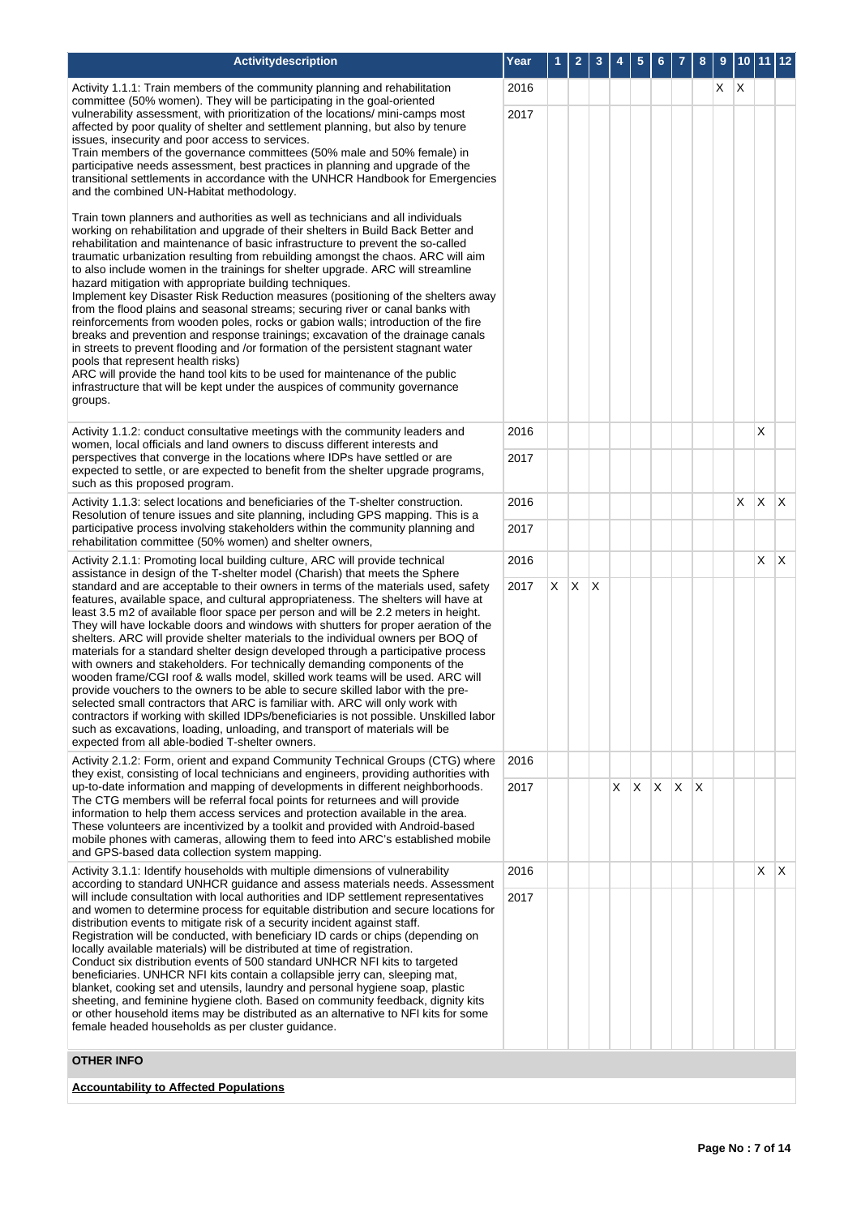| Activitydescription | Year | 1 | 2 | 3 | 4 | 5 | 6 | 7 | 8 | 9 | 10 | 11 | 12 |
|---|---|---|---|---|---|---|---|---|---|---|---|---|---|
| Activity 1.1.1: Train members of the community planning and rehabilitation committee (50% women). They will be participating in the goal-oriented vulnerability assessment, with prioritization of the locations/ mini-camps most affected by poor quality of shelter and settlement planning, but also by tenure issues, insecurity and poor access to services.<br>Train members of the governance committees (50% male and 50% female) in participative needs assessment, best practices in planning and upgrade of the transitional settlements in accordance with the UNHCR Handbook for Emergencies and the combined UN-Habitat methodology.<br><br>Train town planners and authorities as well as technicians and all individuals working on rehabilitation and upgrade of their shelters in Build Back Better and rehabilitation and maintenance of basic infrastructure to prevent the so-called traumatic urbanization resulting from rebuilding amongst the chaos. ARC will aim to also include women in the trainings for shelter upgrade. ARC will streamline hazard mitigation with appropriate building techniques.<br>Implement key Disaster Risk Reduction measures (positioning of the shelters away from the flood plains and seasonal streams; securing river or canal banks with reinforcements from wooden poles, rocks or gabion walls; introduction of the fire breaks and prevention and response trainings; excavation of the drainage canals in streets to prevent flooding and /or formation of the persistent stagnant water pools that represent health risks)<br>ARC will provide the hand tool kits to be used for maintenance of the public infrastructure that will be kept under the auspices of community governance groups. | 2016 | | | | | | | | | X | X | | |
| | 2017 | | | | | | | | | | | | |
| Activity 1.1.2: conduct consultative meetings with the community leaders and women, local officials and land owners to discuss different interests and perspectives that converge in the locations where IDPs have settled or are expected to settle, or are expected to benefit from the shelter upgrade programs, such as this proposed program. | 2016 | | | | | | | | | | | X | |
| | 2017 | | | | | | | | | | | | |
| Activity 1.1.3: select locations and beneficiaries of the T-shelter construction. Resolution of tenure issues and site planning, including GPS mapping. This is a participative process involving stakeholders within the community planning and rehabilitation committee (50% women) and shelter owners, | 2016 | | | | | | | | | | X | X | X |
| | 2017 | | | | | | | | | | | | |
| Activity 2.1.1: Promoting local building culture, ARC will provide technical assistance in design of the T-shelter model (Charish) that meets the Sphere standard and are acceptable to their owners in terms of the materials used, safety features, available space, and cultural appropriateness. The shelters will have at least 3.5 m2 of available floor space per person and will be 2.2 meters in height. They will have lockable doors and windows with shutters for proper aeration of the shelters. ARC will provide shelter materials to the individual owners per BOQ of materials for a standard shelter design developed through a participative process with owners and stakeholders. For technically demanding components of the wooden frame/CGI roof & walls model, skilled work teams will be used. ARC will provide vouchers to the owners to be able to secure skilled labor with the pre-selected small contractors that ARC is familiar with. ARC will only work with contractors if working with skilled IDPs/beneficiaries is not possible. Unskilled labor such as excavations, loading, unloading, and transport of materials will be expected from all able-bodied T-shelter owners. | 2016 | | | | | | | | | | | X | X |
| | 2017 | X | X | X | | | | | | | | | |
| Activity 2.1.2: Form, orient and expand Community Technical Groups (CTG) where they exist, consisting of local technicians and engineers, providing authorities with up-to-date information and mapping of developments in different neighborhoods. The CTG members will be referral focal points for returnees and will provide information to help them access services and protection available in the area. These volunteers are incentivized by a toolkit and provided with Android-based mobile phones with cameras, allowing them to feed into ARC's established mobile and GPS-based data collection system mapping. | 2016 | | | | | | | | | | | | |
| | 2017 | | | | X | X | X | X | X | | | | |
| Activity 3.1.1: Identify households with multiple dimensions of vulnerability according to standard UNHCR guidance and assess materials needs. Assessment will include consultation with local authorities and IDP settlement representatives and women to determine process for equitable distribution and secure locations for distribution events to mitigate risk of a security incident against staff.<br>Registration will be conducted, with beneficiary ID cards or chips (depending on locally available materials) will be distributed at time of registration.<br>Conduct six distribution events of 500 standard UNHCR NFI kits to targeted beneficiaries. UNHCR NFI kits contain a collapsible jerry can, sleeping mat, blanket, cooking set and utensils, laundry and personal hygiene soap, plastic sheeting, and feminine hygiene cloth. Based on community feedback, dignity kits or other household items may be distributed as an alternative to NFI kits for some female headed households as per cluster guidance. | 2016 | | | | | | | | | | | X | X |
| | 2017 | | | | | | | | | | | | |

**OTHER INFO**

**Accountability to Affected Populations**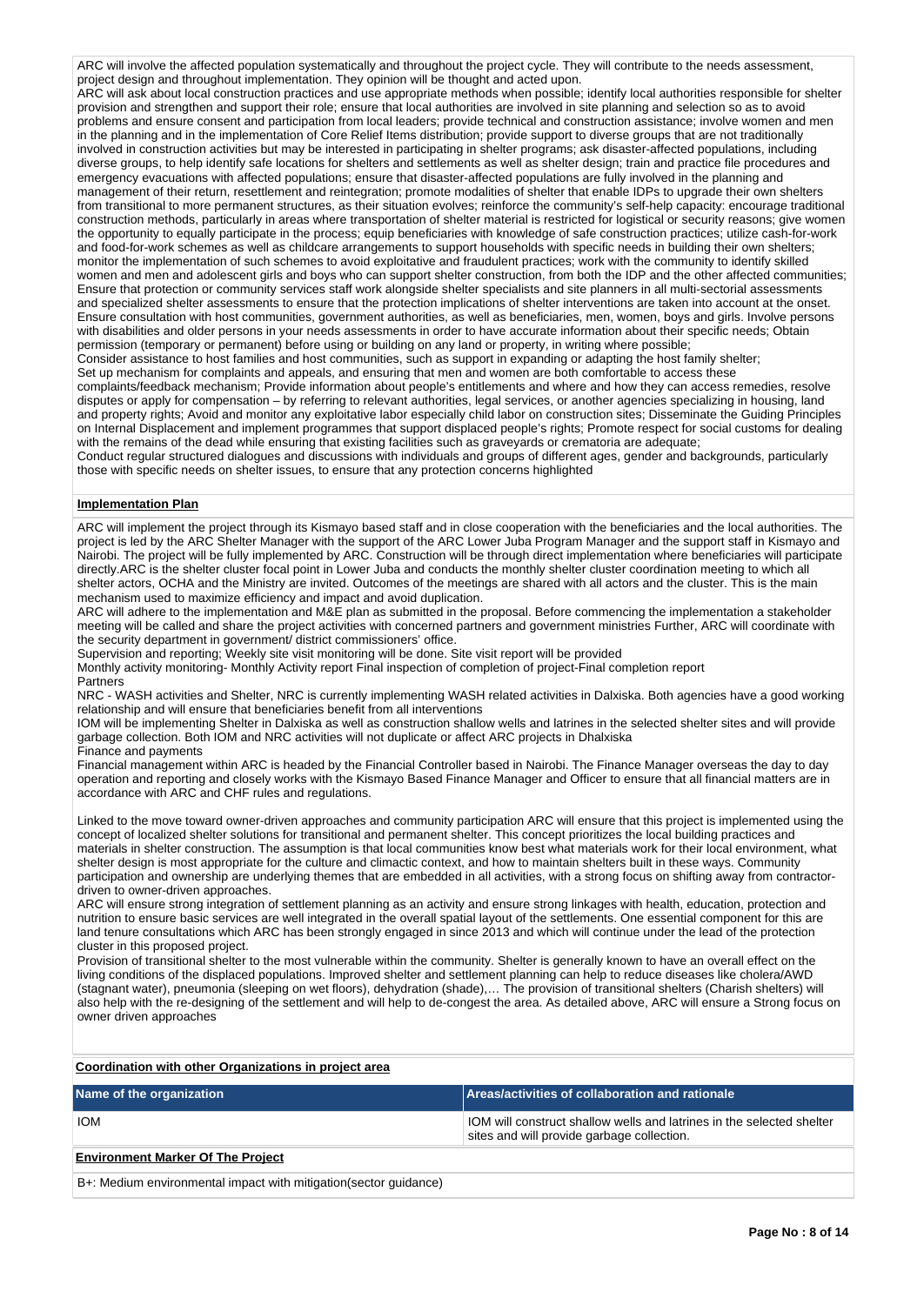ARC will involve the affected population systematically and throughout the project cycle. They will contribute to the needs assessment, project design and throughout implementation. They opinion will be thought and acted upon.
ARC will ask about local construction practices and use appropriate methods when possible; identify local authorities responsible for shelter provision and strengthen and support their role; ensure that local authorities are involved in site planning and selection so as to avoid problems and ensure consent and participation from local leaders; provide technical and construction assistance; involve women and men in the planning and in the implementation of Core Relief Items distribution; provide support to diverse groups that are not traditionally involved in construction activities but may be interested in participating in shelter programs; ask disaster-affected populations, including diverse groups, to help identify safe locations for shelters and settlements as well as shelter design; train and practice file procedures and emergency evacuations with affected populations; ensure that disaster-affected populations are fully involved in the planning and management of their return, resettlement and reintegration; promote modalities of shelter that enable IDPs to upgrade their own shelters from transitional to more permanent structures, as their situation evolves; reinforce the community's self-help capacity: encourage traditional construction methods, particularly in areas where transportation of shelter material is restricted for logistical or security reasons; give women the opportunity to equally participate in the process; equip beneficiaries with knowledge of safe construction practices; utilize cash-for-work and food-for-work schemes as well as childcare arrangements to support households with specific needs in building their own shelters; monitor the implementation of such schemes to avoid exploitative and fraudulent practices; work with the community to identify skilled women and men and adolescent girls and boys who can support shelter construction, from both the IDP and the other affected communities; Ensure that protection or community services staff work alongside shelter specialists and site planners in all multi-sectorial assessments and specialized shelter assessments to ensure that the protection implications of shelter interventions are taken into account at the onset. Ensure consultation with host communities, government authorities, as well as beneficiaries, men, women, boys and girls. Involve persons with disabilities and older persons in your needs assessments in order to have accurate information about their specific needs; Obtain permission (temporary or permanent) before using or building on any land or property, in writing where possible;
Consider assistance to host families and host communities, such as support in expanding or adapting the host family shelter;
Set up mechanism for complaints and appeals, and ensuring that men and women are both comfortable to access these complaints/feedback mechanism; Provide information about people's entitlements and where and how they can access remedies, resolve disputes or apply for compensation – by referring to relevant authorities, legal services, or another agencies specializing in housing, land and property rights; Avoid and monitor any exploitative labor especially child labor on construction sites; Disseminate the Guiding Principles on Internal Displacement and implement programmes that support displaced people's rights; Promote respect for social customs for dealing with the remains of the dead while ensuring that existing facilities such as graveyards or crematoria are adequate;
Conduct regular structured dialogues and discussions with individuals and groups of different ages, gender and backgrounds, particularly those with specific needs on shelter issues, to ensure that any protection concerns highlighted

**Implementation Plan**

ARC will implement the project through its Kismayo based staff and in close cooperation with the beneficiaries and the local authorities. The project is led by the ARC Shelter Manager with the support of the ARC Lower Juba Program Manager and the support staff in Kismayo and Nairobi. The project will be fully implemented by ARC. Construction will be through direct implementation where beneficiaries will participate directly.ARC is the shelter cluster focal point in Lower Juba and conducts the monthly shelter cluster coordination meeting to which all shelter actors, OCHA and the Ministry are invited. Outcomes of the meetings are shared with all actors and the cluster. This is the main mechanism used to maximize efficiency and impact and avoid duplication.
ARC will adhere to the implementation and M&E plan as submitted in the proposal. Before commencing the implementation a stakeholder meeting will be called and share the project activities with concerned partners and government ministries Further, ARC will coordinate with the security department in government/ district commissioners' office.
Supervision and reporting; Weekly site visit monitoring will be done. Site visit report will be provided
Monthly activity monitoring- Monthly Activity report Final inspection of completion of project-Final completion report
Partners
NRC - WASH activities and Shelter, NRC is currently implementing WASH related activities in Dalxiska. Both agencies have a good working relationship and will ensure that beneficiaries benefit from all interventions
IOM will be implementing Shelter in Dalxiska as well as construction shallow wells and latrines in the selected shelter sites and will provide garbage collection. Both IOM and NRC activities will not duplicate or affect ARC projects in Dhalxiska
Finance and payments
Financial management within ARC is headed by the Financial Controller based in Nairobi. The Finance Manager overseas the day to day operation and reporting and closely works with the Kismayo Based Finance Manager and Officer to ensure that all financial matters are in accordance with ARC and CHF rules and regulations.

Linked to the move toward owner-driven approaches and community participation ARC will ensure that this project is implemented using the concept of localized shelter solutions for transitional and permanent shelter. This concept prioritizes the local building practices and materials in shelter construction. The assumption is that local communities know best what materials work for their local environment, what shelter design is most appropriate for the culture and climactic context, and how to maintain shelters built in these ways. Community participation and ownership are underlying themes that are embedded in all activities, with a strong focus on shifting away from contractor-driven to owner-driven approaches.
ARC will ensure strong integration of settlement planning as an activity and ensure strong linkages with health, education, protection and nutrition to ensure basic services are well integrated in the overall spatial layout of the settlements. One essential component for this are land tenure consultations which ARC has been strongly engaged in since 2013 and which will continue under the lead of the protection cluster in this proposed project.
Provision of transitional shelter to the most vulnerable within the community. Shelter is generally known to have an overall effect on the living conditions of the displaced populations. Improved shelter and settlement planning can help to reduce diseases like cholera/AWD (stagnant water), pneumonia (sleeping on wet floors), dehydration (shade),… The provision of transitional shelters (Charish shelters) will also help with the re-designing of the settlement and will help to de-congest the area. As detailed above, ARC will ensure a Strong focus on owner driven approaches

**Coordination with other Organizations in project area**

| Name of the organization | Areas/activities of collaboration and rationale |
|---|---|
| IOM | IOM will construct shallow wells and latrines in the selected shelter sites and will provide garbage collection. |

**Environment Marker Of The Project**

B+: Medium environmental impact with mitigation(sector guidance)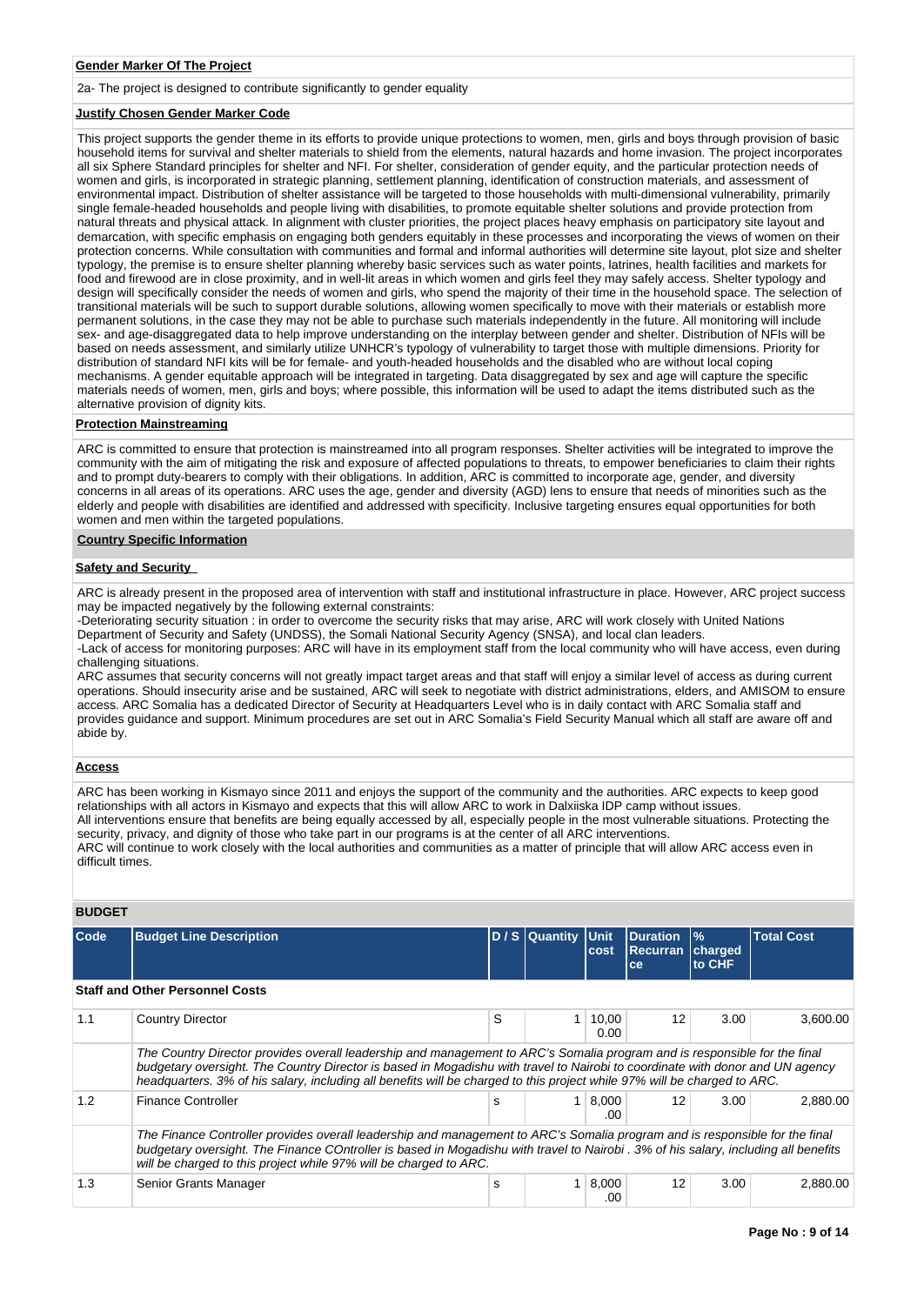**Gender Marker Of The Project**

2a- The project is designed to contribute significantly to gender equality

**Justify Chosen Gender Marker Code**

This project supports the gender theme in its efforts to provide unique protections to women, men, girls and boys through provision of basic household items for survival and shelter materials to shield from the elements, natural hazards and home invasion. The project incorporates all six Sphere Standard principles for shelter and NFI. For shelter, consideration of gender equity, and the particular protection needs of women and girls, is incorporated in strategic planning, settlement planning, identification of construction materials, and assessment of environmental impact. Distribution of shelter assistance will be targeted to those households with multi-dimensional vulnerability, primarily single female-headed households and people living with disabilities, to promote equitable shelter solutions and provide protection from natural threats and physical attack. In alignment with cluster priorities, the project places heavy emphasis on participatory site layout and demarcation, with specific emphasis on engaging both genders equitably in these processes and incorporating the views of women on their protection concerns. While consultation with communities and formal and informal authorities will determine site layout, plot size and shelter typology, the premise is to ensure shelter planning whereby basic services such as water points, latrines, health facilities and markets for food and firewood are in close proximity, and in well-lit areas in which women and girls feel they may safely access. Shelter typology and design will specifically consider the needs of women and girls, who spend the majority of their time in the household space. The selection of transitional materials will be such to support durable solutions, allowing women specifically to move with their materials or establish more permanent solutions, in the case they may not be able to purchase such materials independently in the future. All monitoring will include sex- and age-disaggregated data to help improve understanding on the interplay between gender and shelter. Distribution of NFIs will be based on needs assessment, and similarly utilize UNHCR's typology of vulnerability to target those with multiple dimensions. Priority for distribution of standard NFI kits will be for female- and youth-headed households and the disabled who are without local coping mechanisms. A gender equitable approach will be integrated in targeting. Data disaggregated by sex and age will capture the specific materials needs of women, men, girls and boys; where possible, this information will be used to adapt the items distributed such as the alternative provision of dignity kits.

**Protection Mainstreaming**

ARC is committed to ensure that protection is mainstreamed into all program responses. Shelter activities will be integrated to improve the community with the aim of mitigating the risk and exposure of affected populations to threats, to empower beneficiaries to claim their rights and to prompt duty-bearers to comply with their obligations. In addition, ARC is committed to incorporate age, gender, and diversity concerns in all areas of its operations. ARC uses the age, gender and diversity (AGD) lens to ensure that needs of minorities such as the elderly and people with disabilities are identified and addressed with specificity. Inclusive targeting ensures equal opportunities for both women and men within the targeted populations.

**Country Specific Information**

**Safety and Security**

ARC is already present in the proposed area of intervention with staff and institutional infrastructure in place. However, ARC project success may be impacted negatively by the following external constraints:
-Deteriorating security situation : in order to overcome the security risks that may arise, ARC will work closely with United Nations Department of Security and Safety (UNDSS), the Somali National Security Agency (SNSA), and local clan leaders.
-Lack of access for monitoring purposes: ARC will have in its employment staff from the local community who will have access, even during challenging situations.
ARC assumes that security concerns will not greatly impact target areas and that staff will enjoy a similar level of access as during current operations. Should insecurity arise and be sustained, ARC will seek to negotiate with district administrations, elders, and AMISOM to ensure access. ARC Somalia has a dedicated Director of Security at Headquarters Level who is in daily contact with ARC Somalia staff and provides guidance and support. Minimum procedures are set out in ARC Somalia's Field Security Manual which all staff are aware off and abide by.

**Access**

ARC has been working in Kismayo since 2011 and enjoys the support of the community and the authorities. ARC expects to keep good relationships with all actors in Kismayo and expects that this will allow ARC to work in Dalxiiska IDP camp without issues.
All interventions ensure that benefits are being equally accessed by all, especially people in the most vulnerable situations. Protecting the security, privacy, and dignity of those who take part in our programs is at the center of all ARC interventions.
ARC will continue to work closely with the local authorities and communities as a matter of principle that will allow ARC access even in difficult times.

**BUDGET**

| Code | Budget Line Description | D / S | Quantity | Unit cost | Duration Recurrance | % charged to CHF | Total Cost |
|---|---|---|---|---|---|---|---|
| **Staff and Other Personnel Costs** | | | | | | | |
| 1.1 | Country Director | S | 1 | 10,000.00 | 12 | 3.00 | 3,600.00 |
| | *The Country Director provides overall leadership and management to ARC's Somalia program and is responsible for the final budgetary oversight. The Country Director is based in Mogadishu with travel to Nairobi to coordinate with donor and UN agency headquarters. 3% of his salary, including all benefits will be charged to this project while 97% will be charged to ARC.* | | | | | | |
| 1.2 | Finance Controller | s | 1 | 8,000.00 | 12 | 3.00 | 2,880.00 |
| | *The Finance Controller provides overall leadership and management to ARC's Somalia program and is responsible for the final budgetary oversight. The Finance COntroller is based in Mogadishu with travel to Nairobi . 3% of his salary, including all benefits will be charged to this project while 97% will be charged to ARC.* | | | | | | |
| 1.3 | Senior Grants Manager | s | 1 | 8,000.00 | 12 | 3.00 | 2,880.00 |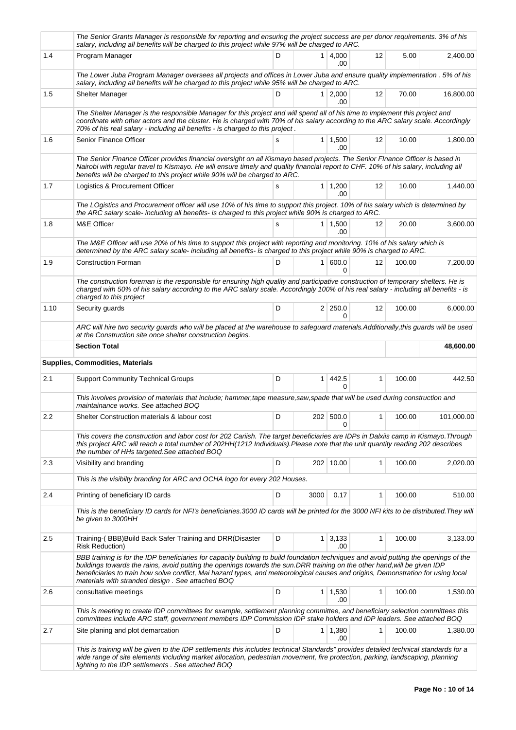| | | | | | | | |
|---|---|---|---|---|---|---|---|
| | The Senior Grants Manager is responsible for reporting and ensuring the project success are per donor requirements. 3% of his salary, including all benefits will be charged to this project while 97% will be charged to ARC. | | | | | | |
| 1.4 | Program Manager | D | 1 | 4,000.00 | 12 | 5.00 | 2,400.00 |
| | The Lower Juba Program Manager oversees all projects and offices in Lower Juba and ensure quality implementation . 5% of his salary, including all benefits will be charged to this project while 95% will be charged to ARC. | | | | | | |
| 1.5 | Shelter Manager | D | 1 | 2,000.00 | 12 | 70.00 | 16,800.00 |
| | The Shelter Manager is the responsible Manager for this project and will spend all of his time to implement this project and coordinate with other actors and the cluster. He is charged with 70% of his salary according to the ARC salary scale. Accordingly 70% of his real salary - including all benefits - is charged to this project . | | | | | | |
| 1.6 | Senior Finance Officer | s | 1 | 1,500.00 | 12 | 10.00 | 1,800.00 |
| | The Senior Finance Officer provides financial oversight on all Kismayo based projects. The Senior FInance Officer is based in Nairobi with regular travel to Kismayo. He will ensure timely and quality financial report to CHF. 10% of his salary, including all benefits will be charged to this project while 90% will be charged to ARC. | | | | | | |
| 1.7 | Logistics & Procurement Officer | s | 1 | 1,200.00 | 12 | 10.00 | 1,440.00 |
| | The LOgistics and Procurement officer will use 10% of his time to support this project. 10% of his salary which is determined by the ARC salary scale- including all benefits- is charged to this project while 90% is charged to ARC. | | | | | | |
| 1.8 | M&E Officer | s | 1 | 1,500.00 | 12 | 20.00 | 3,600.00 |
| | The M&E Officer will use 20% of his time to support this project with reporting and monitoring. 10% of his salary which is determined by the ARC salary scale- including all benefits- is charged to this project while 90% is charged to ARC. | | | | | | |
| 1.9 | Construction Forman | D | 1 | 600.00 | 12 | 100.00 | 7,200.00 |
| | The construction foreman is the responsible for ensuring high quality and participative construction of temporary shelters. He is charged with 50% of his salary according to the ARC salary scale. Accordingly 100% of his real salary - including all benefits - is charged to this project | | | | | | |
| 1.10 | Security guards | D | 2 | 250.00 | 12 | 100.00 | 6,000.00 |
| | ARC will hire two security guards who will be placed at the warehouse to safeguard materials.Additionally,this guards will be used at the Construction site once shelter construction begins. | | | | | | |
| | **Section Total** | | | | | | **48,600.00** |
| **Supplies, Commodities, Materials** | | | | | | | |
| 2.1 | Support Community Technical Groups | D | 1 | 442.50 | 1 | 100.00 | 442.50 |
| | This involves provision of materials that include; hammer,tape measure,saw,spade that will be used during construction and maintainance works. See attached BOQ | | | | | | |
| 2.2 | Shelter Construction materials & labour cost | D | 202 | 500.00 | 1 | 100.00 | 101,000.00 |
| | This covers the construction and labor cost for 202 Cariish. The target beneficiaries are IDPs in Dalxiis camp in Kismayo.Through this project ARC will reach a total number of 202HH(1212 Individuals).Please note that the unit quantity reading 202 describes the number of HHs targeted.See attached BOQ | | | | | | |
| 2.3 | Visibility and branding | D | 202 | 10.00 | 1 | 100.00 | 2,020.00 |
| | This is the visibilty branding for ARC and OCHA logo for every 202 Houses. | | | | | | |
| 2.4 | Printing of beneficiary ID cards | D | 3000 | 0.17 | 1 | 100.00 | 510.00 |
| | This is the beneficiary ID cards for NFI's beneficiaries.3000 ID cards will be printed for the 3000 NFI kits to be distributed.They will be given to 3000HH | | | | | | |
| 2.5 | Training-( BBB)Build Back Safer Training and DRR(Disaster Risk Reduction) | D | 1 | 3,133.00 | 1 | 100.00 | 3,133.00 |
| | BBB training is for the IDP beneficiaries for capacity building to build foundation techniques and avoid putting the openings of the buildings towards the rains, avoid putting the openings towards the sun.DRR training on the other hand,will be given IDP beneficiaries to train how solve conflict, Mai hazard types, and meteorological causes and origins, Demonstration for using local materials with stranded design . See attached BOQ | | | | | | |
| 2.6 | consultative meetings | D | 1 | 1,530.00 | 1 | 100.00 | 1,530.00 |
| | This is meeting to create IDP committees for example, settlement planning committee, and beneficiary selection committees this committees include ARC staff, government members IDP Commission IDP stake holders and IDP leaders. See attached BOQ | | | | | | |
| 2.7 | Site planing and plot demarcation | D | 1 | 1,380.00 | 1 | 100.00 | 1,380.00 |
| | This is training will be given to the IDP settlements this includes technical Standards" provides detailed technical standards for a wide range of site elements including market allocation, pedestrian movement, fire protection, parking, landscaping, planning lighting to the IDP settlements . See attached BOQ | | | | | | |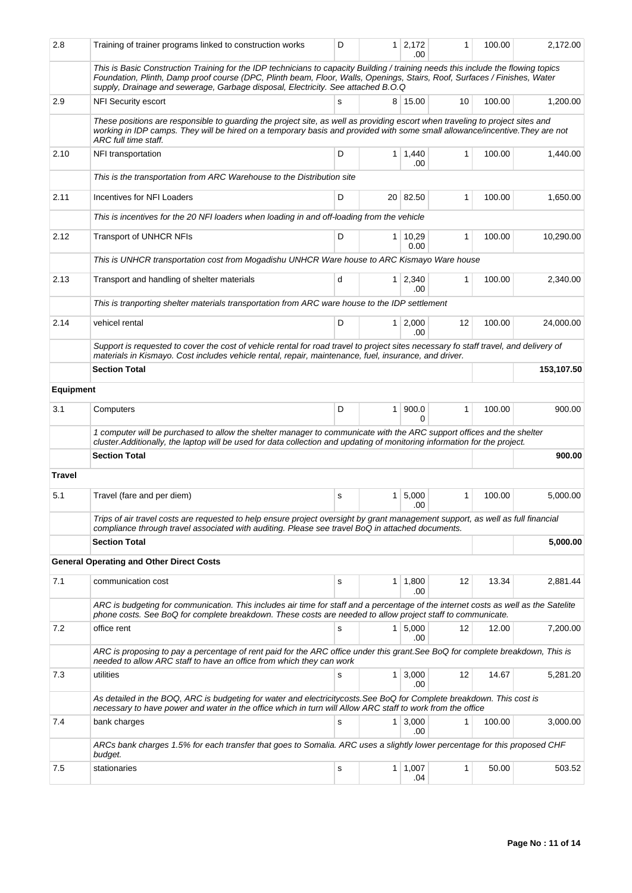| | | | | | | | |
|---|---|---|---|---|---|---|---|
| 2.8 | Training of trainer programs linked to construction works | D | 1 | 2,172.00 | 1 | 100.00 | 2,172.00 |
| | *This is Basic Construction Training for the IDP technicians to capacity Building / training needs this include the flowing topics Foundation, Plinth, Damp proof course (DPC, Plinth beam, Floor, Walls, Openings, Stairs, Roof, Surfaces / Finishes, Water supply, Drainage and sewerage, Garbage disposal, Electricity. See attached B.O.Q* | | | | | | |
| 2.9 | NFI Security escort | s | 8 | 15.00 | 10 | 100.00 | 1,200.00 |
| | *These positions are responsible to guarding the project site, as well as providing escort when traveling to project sites and working in IDP camps. They will be hired on a temporary basis and provided with some small allowance/incentive.They are not ARC full time staff.* | | | | | | |
| 2.10 | NFI transportation | D | 1 | 1,440.00 | 1 | 100.00 | 1,440.00 |
| | *This is the transportation from ARC Warehouse to the Distribution site* | | | | | | |
| 2.11 | Incentives for NFI Loaders | D | 20 | 82.50 | 1 | 100.00 | 1,650.00 |
| | *This is incentives for the 20 NFI loaders when loading in and off-loading from the vehicle* | | | | | | |
| 2.12 | Transport of UNHCR NFIs | D | 1 | 10,290.00 | 1 | 100.00 | 10,290.00 |
| | *This is UNHCR transportation cost from Mogadishu UNHCR Ware house to ARC Kismayo Ware house* | | | | | | |
| 2.13 | Transport and handling of shelter materials | d | 1 | 2,340.00 | 1 | 100.00 | 2,340.00 |
| | *This is tranporting shelter materials transportation from ARC ware house to the IDP settlement* | | | | | | |
| 2.14 | vehicel rental | D | 1 | 2,000.00 | 12 | 100.00 | 24,000.00 |
| | *Support is requested to cover the cost of vehicle rental for road travel to project sites necessary fo staff travel, and delivery of materials in Kismayo. Cost includes vehicle rental, repair, maintenance, fuel, insurance, and driver.* | | | | | | |
| | **Section Total** | | | | | | **153,107.50** |
| **Equipment** | | | | | | | |
| 3.1 | Computers | D | 1 | 900.00 | 1 | 100.00 | 900.00 |
| | *1 computer will be purchased to allow the shelter manager to communicate with the ARC support offices and the shelter cluster.Additionally, the laptop will be used for data collection and updating of monitoring information for the project.* | | | | | | |
| | **Section Total** | | | | | | **900.00** |
| **Travel** | | | | | | | |
| 5.1 | Travel (fare and per diem) | s | 1 | 5,000.00 | 1 | 100.00 | 5,000.00 |
| | *Trips of air travel costs are requested to help ensure project oversight by grant management support, as well as full financial compliance through travel associated with auditing. Please see travel BoQ in attached documents.* | | | | | | |
| | **Section Total** | | | | | | **5,000.00** |
| **General Operating and Other Direct Costs** | | | | | | | |
| 7.1 | communication cost | s | 1 | 1,800.00 | 12 | 13.34 | 2,881.44 |
| | *ARC is budgeting for communication. This includes air time for staff and a percentage of the internet costs as well as the Satelite phone costs. See BoQ for complete breakdown. These costs are needed to allow project staff to communicate.* | | | | | | |
| 7.2 | office rent | s | 1 | 5,000.00 | 12 | 12.00 | 7,200.00 |
| | *ARC is proposing to pay a percentage of rent paid for the ARC office under this grant.See BoQ for complete breakdown, This is needed to allow ARC staff to have an office from which they can work* | | | | | | |
| 7.3 | utilities | s | 1 | 3,000.00 | 12 | 14.67 | 5,281.20 |
| | *As detailed in the BOQ, ARC is budgeting for water and electricitycosts.See BoQ for Complete breakdown. This cost is necessary to have power and water in the office which in turn will Allow ARC staff to work from the office* | | | | | | |
| 7.4 | bank charges | s | 1 | 3,000.00 | 1 | 100.00 | 3,000.00 |
| | *ARCs bank charges 1.5% for each transfer that goes to Somalia. ARC uses a slightly lower percentage for this proposed CHF budget.* | | | | | | |
| 7.5 | stationaries | s | 1 | 1,007.04 | 1 | 50.00 | 503.52 |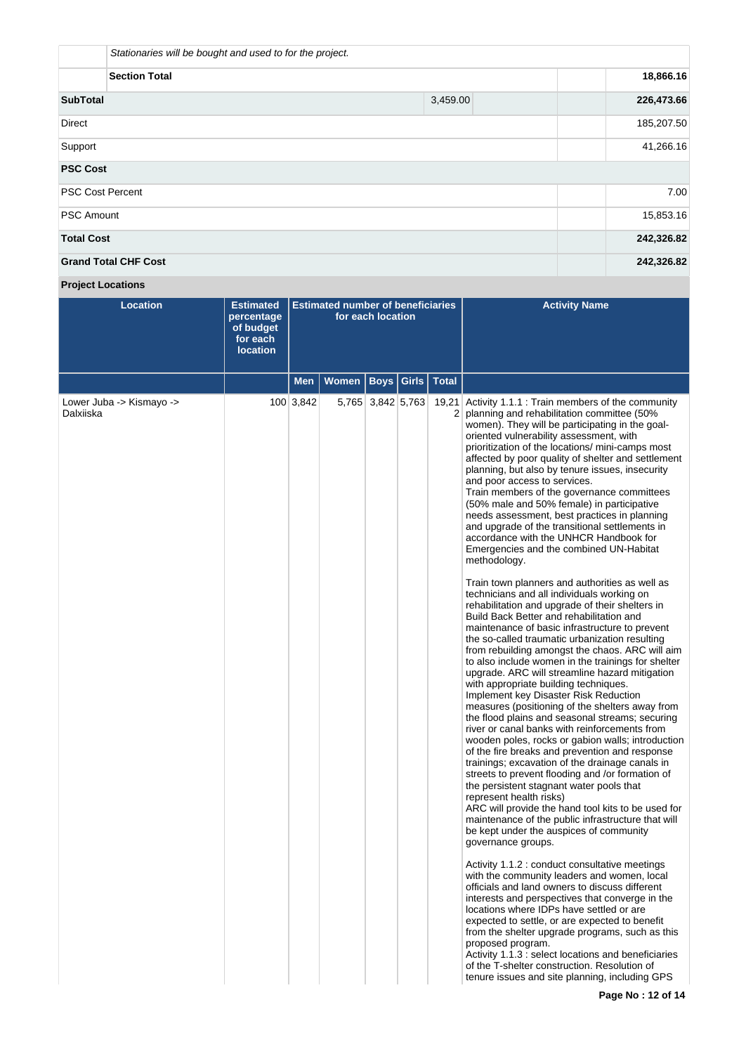| | | | | |
|---|---|---|---|---|
| | *Stationaries will be bought and used to for the project.* | | | |
| | **Section Total** | | | **18,866.16** |
| **SubTotal** | | 3,459.00 | | **226,473.66** |
| Direct | | | | 185,207.50 |
| Support | | | | 41,266.16 |
| **PSC Cost** | | | | |
| PSC Cost Percent | | | | 7.00 |
| PSC Amount | | | | 15,853.16 |
| **Total Cost** | | | | **242,326.82** |
| **Grand Total CHF Cost** | | | | **242,326.82** |

**Project Locations**

| Location | Estimated percentage of budget for each location | Estimated number of beneficiaries for each location | | | | | Activity Name |
|---|---|---|---|---|---|---|---|
| | | Men | Women | Boys | Girls | Total | |
| Lower Juba -> Kismayo -> Dalxiiska | 100 | 3,842 | 5,765 | 3,842 | 5,763 | 19,212 | Activity 1.1.1 : Train members of the community planning and rehabilitation committee (50% women). They will be participating in the goal-oriented vulnerability assessment, with prioritization of the locations/ mini-camps most affected by poor quality of shelter and settlement planning, but also by tenure issues, insecurity and poor access to services.<br>Train members of the governance committees (50% male and 50% female) in participative needs assessment, best practices in planning and upgrade of the transitional settlements in accordance with the UNHCR Handbook for Emergencies and the combined UN-Habitat methodology.<br><br>Train town planners and authorities as well as technicians and all individuals working on rehabilitation and upgrade of their shelters in Build Back Better and rehabilitation and maintenance of basic infrastructure to prevent the so-called traumatic urbanization resulting from rebuilding amongst the chaos. ARC will aim to also include women in the trainings for shelter upgrade. ARC will streamline hazard mitigation with appropriate building techniques.<br>Implement key Disaster Risk Reduction measures (positioning of the shelters away from the flood plains and seasonal streams; securing river or canal banks with reinforcements from wooden poles, rocks or gabion walls; introduction of the fire breaks and prevention and response trainings; excavation of the drainage canals in streets to prevent flooding and /or formation of the persistent stagnant water pools that represent health risks)<br>ARC will provide the hand tool kits to be used for maintenance of the public infrastructure that will be kept under the auspices of community governance groups.<br><br>Activity 1.1.2 : conduct consultative meetings with the community leaders and women, local officials and land owners to discuss different interests and perspectives that converge in the locations where IDPs have settled or are expected to settle, or are expected to benefit from the shelter upgrade programs, such as this proposed program.<br>Activity 1.1.3 : select locations and beneficiaries of the T-shelter construction. Resolution of tenure issues and site planning, including GPS |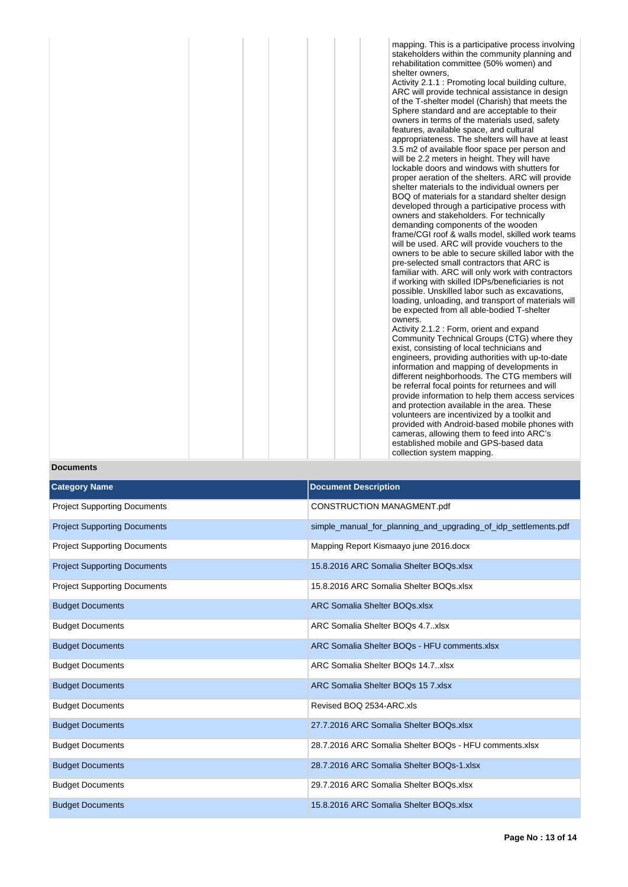| | | | | | | |
|---|---|---|---|---|---|---|
| | | | | | | mapping. This is a participative process involving stakeholders within the community planning and rehabilitation committee (50% women) and shelter owners,<br>Activity 2.1.1 : Promoting local building culture, ARC will provide technical assistance in design of the T-shelter model (Charish) that meets the Sphere standard and are acceptable to their owners in terms of the materials used, safety features, available space, and cultural appropriateness. The shelters will have at least 3.5 m2 of available floor space per person and will be 2.2 meters in height. They will have lockable doors and windows with shutters for proper aeration of the shelters. ARC will provide shelter materials to the individual owners per BOQ of materials for a standard shelter design developed through a participative process with owners and stakeholders. For technically demanding components of the wooden frame/CGI roof & walls model, skilled work teams will be used. ARC will provide vouchers to the owners to be able to secure skilled labor with the pre-selected small contractors that ARC is familiar with. ARC will only work with contractors if working with skilled IDPs/beneficiaries is not possible. Unskilled labor such as excavations, loading, unloading, and transport of materials will be expected from all able-bodied T-shelter owners.<br>Activity 2.1.2 : Form, orient and expand Community Technical Groups (CTG) where they exist, consisting of local technicians and engineers, providing authorities with up-to-date information and mapping of developments in different neighborhoods. The CTG members will be referral focal points for returnees and will provide information to help them access services and protection available in the area. These volunteers are incentivized by a toolkit and provided with Android-based mobile phones with cameras, allowing them to feed into ARC's established mobile and GPS-based data collection system mapping. |

**Documents**

| Category Name | Document Description |
|---|---|
| Project Supporting Documents | CONSTRUCTION MANAGMENT.pdf |
| Project Supporting Documents | simple_manual_for_planning_and_upgrading_of_idp_settlements.pdf |
| Project Supporting Documents | Mapping Report Kismaayo june 2016.docx |
| Project Supporting Documents | 15.8.2016 ARC Somalia Shelter BOQs.xlsx |
| Project Supporting Documents | 15.8.2016 ARC Somalia Shelter BOQs.xlsx |
| Budget Documents | ARC Somalia Shelter BOQs.xlsx |
| Budget Documents | ARC Somalia Shelter BOQs 4.7..xlsx |
| Budget Documents | ARC Somalia Shelter BOQs - HFU comments.xlsx |
| Budget Documents | ARC Somalia Shelter BOQs 14.7..xlsx |
| Budget Documents | ARC Somalia Shelter BOQs 15 7.xlsx |
| Budget Documents | Revised BOQ 2534-ARC.xls |
| Budget Documents | 27.7.2016 ARC Somalia Shelter BOQs.xlsx |
| Budget Documents | 28.7.2016 ARC Somalia Shelter BOQs - HFU comments.xlsx |
| Budget Documents | 28.7.2016 ARC Somalia Shelter BOQs-1.xlsx |
| Budget Documents | 29.7.2016 ARC Somalia Shelter BOQs.xlsx |
| Budget Documents | 15.8.2016 ARC Somalia Shelter BOQs.xlsx |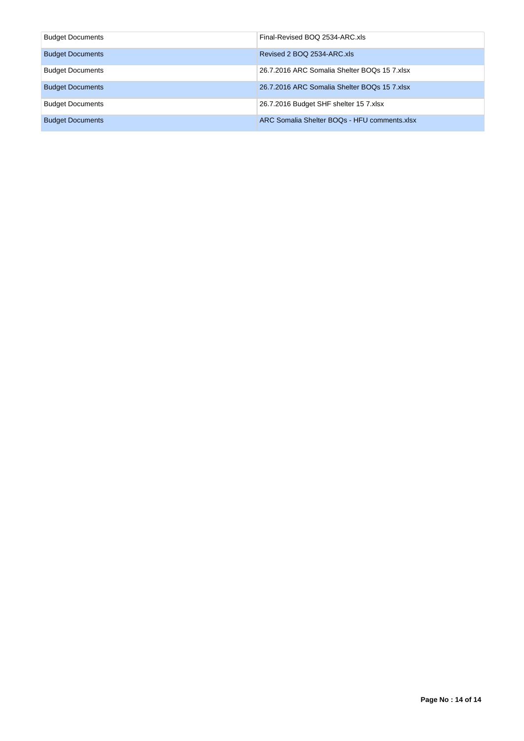| | |
|---|---|
| Budget Documents | Final-Revised BOQ 2534-ARC.xls |
| Budget Documents | Revised 2 BOQ 2534-ARC.xls |
| Budget Documents | 26.7.2016 ARC Somalia Shelter BOQs 15 7.xlsx |
| Budget Documents | 26.7.2016 ARC Somalia Shelter BOQs 15 7.xlsx |
| Budget Documents | 26.7.2016 Budget SHF shelter 15 7.xlsx |
| Budget Documents | ARC Somalia Shelter BOQs - HFU comments.xlsx |